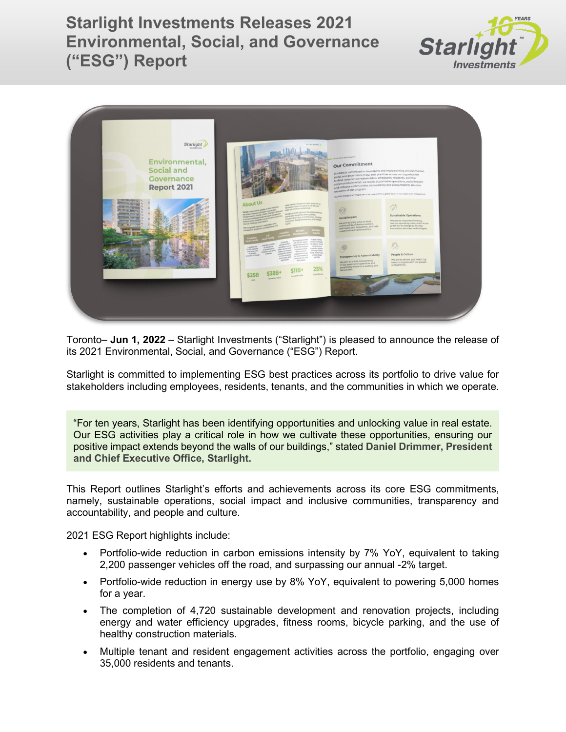# Starlight Investments Releases 2021 Environmental, Social, and Governance ("ESG") Report

Toronto– **Jun 1, 2022** – Starlight Investments ("Starlight") is pleased to announce the release of its 2021 Environmental, Social, and Governance ("ESG") Report.

Starlight is committed to implementing ESG best practices across its portfolio to drive value for stakeholders including employees, residents, tenants, and the communities in which we operate.

> "For ten years, Starlight has been identifying opportunities and unlocking value in real estate. Our ESG activities play a critical role in how we cultivate these opportunities, ensuring our positive impact extends beyond the walls of our buildings," stated **Daniel Drimmer, President and Chief Executive Office, Starlight.**

This Report outlines Starlight's efforts and achievements across its core ESG commitments, namely, sustainable operations, social impact and inclusive communities, transparency and accountability, and people and culture.

2021 ESG Report highlights include:

- Portfolio-wide reduction in carbon emissions intensity by 7% YoY, equivalent to taking 2,200 passenger vehicles off the road, and surpassing our annual -2% target.
- Portfolio-wide reduction in energy use by 8% YoY, equivalent to powering 5,000 homes for a year.
- The completion of 4,720 sustainable development and renovation projects, including energy and water efficiency upgrades, fitness rooms, bicycle parking, and the use of healthy construction materials.
- Multiple tenant and resident engagement activities across the portfolio, engaging over 35,000 residents and tenants.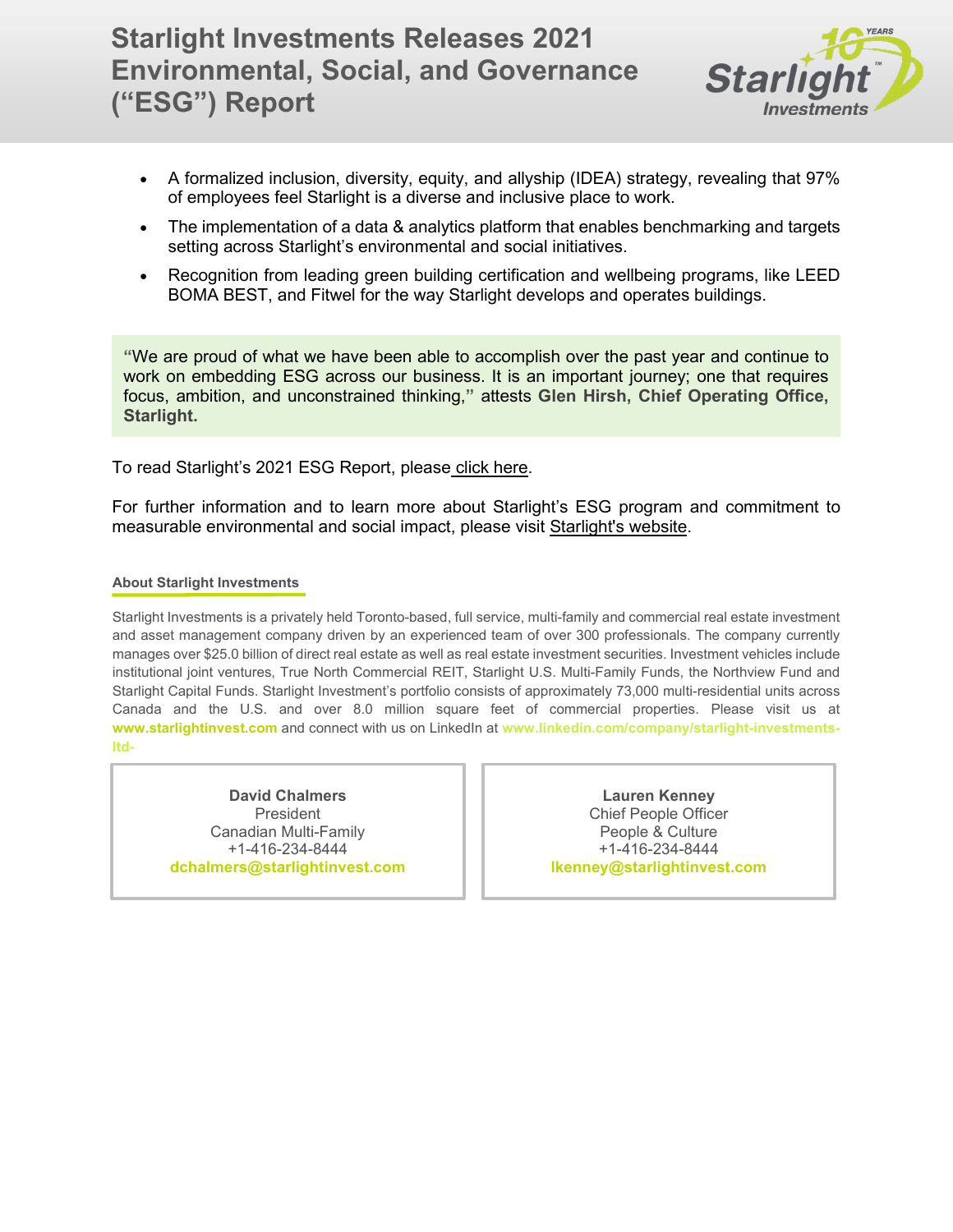# Starlight Investments Releases 2021 Environmental, Social, and Governance ("ESG") Report

- A formalized inclusion, diversity, equity, and allyship (IDEA) strategy, revealing that 97% of employees feel Starlight is a diverse and inclusive place to work.
- The implementation of a data & analytics platform that enables benchmarking and targets setting across Starlight's environmental and social initiatives.
- Recognition from leading green building certification and wellbeing programs, like LEED BOMA BEST, and Fitwel for the way Starlight develops and operates buildings.

"We are proud of what we have been able to accomplish over the past year and continue to work on embedding ESG across our business. It is an important journey; one that requires focus, ambition, and unconstrained thinking," attests **Glen Hirsh, Chief Operating Office, Starlight.**

To read Starlight's 2021 ESG Report, please click here.

For further information and to learn more about Starlight's ESG program and commitment to measurable environmental and social impact, please visit Starlight's website.

**About Starlight Investments**

Starlight Investments is a privately held Toronto-based, full service, multi-family and commercial real estate investment and asset management company driven by an experienced team of over 300 professionals. The company currently manages over $25.0 billion of direct real estate as well as real estate investment securities. Investment vehicles include institutional joint ventures, True North Commercial REIT, Starlight U.S. Multi-Family Funds, the Northview Fund and Starlight Capital Funds. Starlight Investment's portfolio consists of approximately 73,000 multi-residential units across Canada and the U.S. and over 8.0 million square feet of commercial properties. Please visit us at **www.starlightinvest.com** and connect with us on LinkedIn at **www.linkedin.com/company/starlight-investments-ltd-**

**David Chalmers**
President
Canadian Multi-Family
+1-416-234-8444
**dchalmers@starlightinvest.com**

**Lauren Kenney**
Chief People Officer
People & Culture
+1-416-234-8444
**lkenney@starlightinvest.com**